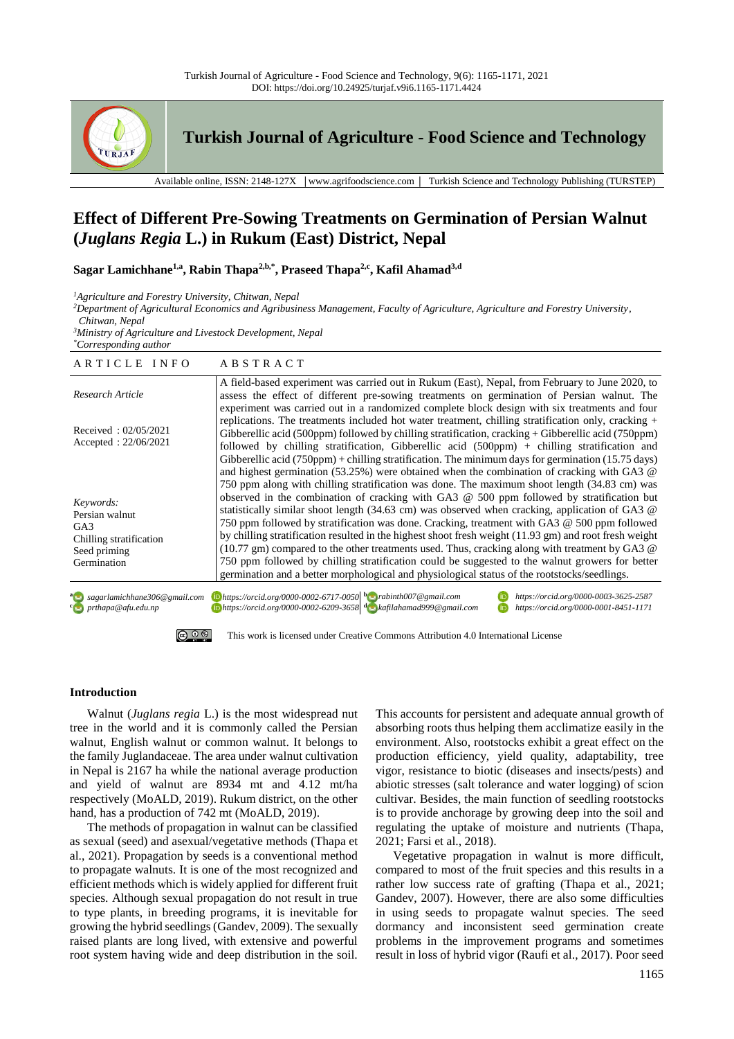# Effect of Different Pre-Sowing Treatments on Germination of Persian Walnut (*Juglans Regia* L.) in Rukum (East) District, Nepal

**Sagar Lamichhane[1,a], Rabin Thapa[2,b,*], Praseed Thapa[2,c], Kafil Ahamad[3,d]**

[1]*Agriculture and Forestry University, Chitwan, Nepal*
[2]*Department of Agricultural Economics and Agribusiness Management, Faculty of Agriculture, Agriculture and Forestry University, Chitwan, Nepal*
[3]*Ministry of Agriculture and Livestock Development, Nepal*
[*]*Corresponding author*

| ARTICLE INFO | ABSTRACT |
|---|---|
| *Research Article*<br><br>Received : 02/05/2021<br>Accepted : 22/06/2021<br><br>*Keywords:*<br>Persian walnut<br>GA3<br>Chilling stratification<br>Seed priming<br>Germination | A field-based experiment was carried out in Rukum (East), Nepal, from February to June 2020, to assess the effect of different pre-sowing treatments on germination of Persian walnut. The experiment was carried out in a randomized complete block design with six treatments and four replications. The treatments included hot water treatment, chilling stratification only, cracking + Gibberellic acid (500ppm) followed by chilling stratification, cracking + Gibberellic acid (750ppm) followed by chilling stratification, Gibberellic acid (500ppm) + chilling stratification and Gibberellic acid (750ppm) + chilling stratification. The minimum days for germination (15.75 days) and highest germination (53.25%) were obtained when the combination of cracking with GA3 @ 750 ppm along with chilling stratification was done. The maximum shoot length (34.83 cm) was observed in the combination of cracking with GA3 @ 500 ppm followed by stratification but statistically similar shoot length (34.63 cm) was observed when cracking, application of GA3 @ 750 ppm followed by stratification was done. Cracking, treatment with GA3 @ 500 ppm followed by chilling stratification resulted in the highest shoot fresh weight (11.93 gm) and root fresh weight (10.77 gm) compared to the other treatments used. Thus, cracking along with treatment by GA3 @ 750 ppm followed by chilling stratification could be suggested to the walnut growers for better germination and a better morphological and physiological status of the rootstocks/seedlings. |

[a] sagarlamichhane306@gmail.com https://orcid.org/0000-0002-6717-0050 [b] rabinth007@gmail.com https://orcid.org/0000-0003-3625-2587
[c] prthapa@afu.edu.np https://orcid.org/0000-0002-6209-3658 [d] kafilahamad999@gmail.com https://orcid.org/0000-0001-8451-1171

This work is licensed under Creative Commons Attribution 4.0 International License

### Introduction

Walnut (*Juglans regia* L.) is the most widespread nut tree in the world and it is commonly called the Persian walnut, English walnut or common walnut. It belongs to the family Juglandaceae. The area under walnut cultivation in Nepal is 2167 ha while the national average production and yield of walnut are 8934 mt and 4.12 mt/ha respectively (MoALD, 2019). Rukum district, on the other hand, has a production of 742 mt (MoALD, 2019).

The methods of propagation in walnut can be classified as sexual (seed) and asexual/vegetative methods (Thapa et al., 2021). Propagation by seeds is a conventional method to propagate walnuts. It is one of the most recognized and efficient methods which is widely applied for different fruit species. Although sexual propagation do not result in true to type plants, in breeding programs, it is inevitable for growing the hybrid seedlings (Gandev, 2009). The sexually raised plants are long lived, with extensive and powerful root system having wide and deep distribution in the soil. This accounts for persistent and adequate annual growth of absorbing roots thus helping them acclimatize easily in the environment. Also, rootstocks exhibit a great effect on the production efficiency, yield quality, adaptability, tree vigor, resistance to biotic (diseases and insects/pests) and abiotic stresses (salt tolerance and water logging) of scion cultivar. Besides, the main function of seedling rootstocks is to provide anchorage by growing deep into the soil and regulating the uptake of moisture and nutrients (Thapa, 2021; Farsi et al., 2018).

Vegetative propagation in walnut is more difficult, compared to most of the fruit species and this results in a rather low success rate of grafting (Thapa et al., 2021; Gandev, 2007). However, there are also some difficulties in using seeds to propagate walnut species. The seed dormancy and inconsistent seed germination create problems in the improvement programs and sometimes result in loss of hybrid vigor (Raufi et al., 2017). Poor seed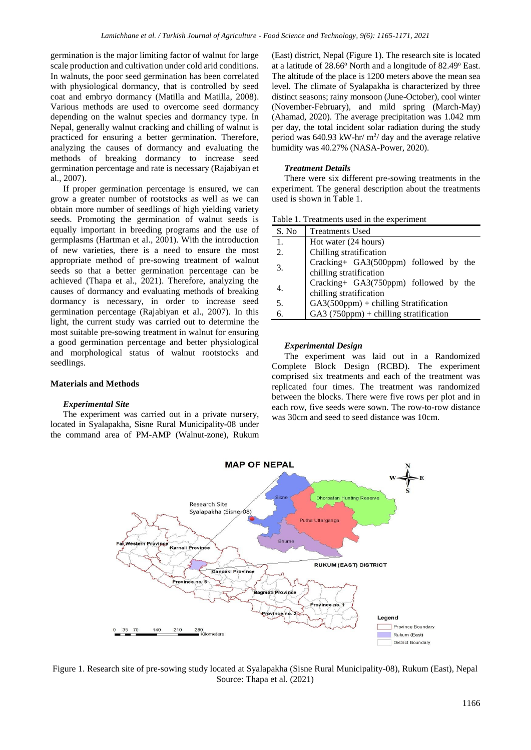germination is the major limiting factor of walnut for large scale production and cultivation under cold arid conditions. In walnuts, the poor seed germination has been correlated with physiological dormancy, that is controlled by seed coat and embryo dormancy (Matilla and Matilla, 2008). Various methods are used to overcome seed dormancy depending on the walnut species and dormancy type. In Nepal, generally walnut cracking and chilling of walnut is practiced for ensuring a better germination. Therefore, analyzing the causes of dormancy and evaluating the methods of breaking dormancy to increase seed germination percentage and rate is necessary (Rajabiyan et al., 2007).

If proper germination percentage is ensured, we can grow a greater number of rootstocks as well as we can obtain more number of seedlings of high yielding variety seeds. Promoting the germination of walnut seeds is equally important in breeding programs and the use of germplasms (Hartman et al., 2001). With the introduction of new varieties, there is a need to ensure the most appropriate method of pre-sowing treatment of walnut seeds so that a better germination percentage can be achieved (Thapa et al., 2021). Therefore, analyzing the causes of dormancy and evaluating methods of breaking dormancy is necessary, in order to increase seed germination percentage (Rajabiyan et al., 2007). In this light, the current study was carried out to determine the most suitable pre-sowing treatment in walnut for ensuring a good germination percentage and better physiological and morphological status of walnut rootstocks and seedlings.

## Materials and Methods

### *Experimental Site*

The experiment was carried out in a private nursery, located in Syalapakha, Sisne Rural Municipality-08 under the command area of PM-AMP (Walnut-zone), Rukum (East) district, Nepal (Figure 1). The research site is located at a latitude of 28.66° North and a longitude of 82.49° East. The altitude of the place is 1200 meters above the mean sea level. The climate of Syalapakha is characterized by three distinct seasons; rainy monsoon (June-October), cool winter (November-February), and mild spring (March-May) (Ahamad, 2020). The average precipitation was 1.042 mm per day, the total incident solar radiation during the study period was 640.93 kW-hr/ $m^2$/ day and the average relative humidity was 40.27% (NASA-Power, 2020).

### *Treatment Details*

There were six different pre-sowing treatments in the experiment. The general description about the treatments used is shown in Table 1.

Table 1. Treatments used in the experiment

| S. No | Treatments Used |
|---|---|
| 1. | Hot water (24 hours) |
| 2. | Chilling stratification |
| 3. | Cracking+ GA3(500ppm) followed by the chilling stratification |
| 4. | Cracking+ GA3(750ppm) followed by the chilling stratification |
| 5. | GA3(500ppm) + chilling Stratification |
| 6. | GA3 (750ppm) + chilling stratification |

### *Experimental Design*

The experiment was laid out in a Randomized Complete Block Design (RCBD). The experiment comprised six treatments and each of the treatment was replicated four times. The treatment was randomized between the blocks. There were five rows per plot and in each row, five seeds were sown. The row-to-row distance was 30cm and seed to seed distance was 10cm.

Figure 1. Research site of pre-sowing study located at Syalapakha (Sisne Rural Municipality-08), Rukum (East), Nepal
Source: Thapa et al. (2021)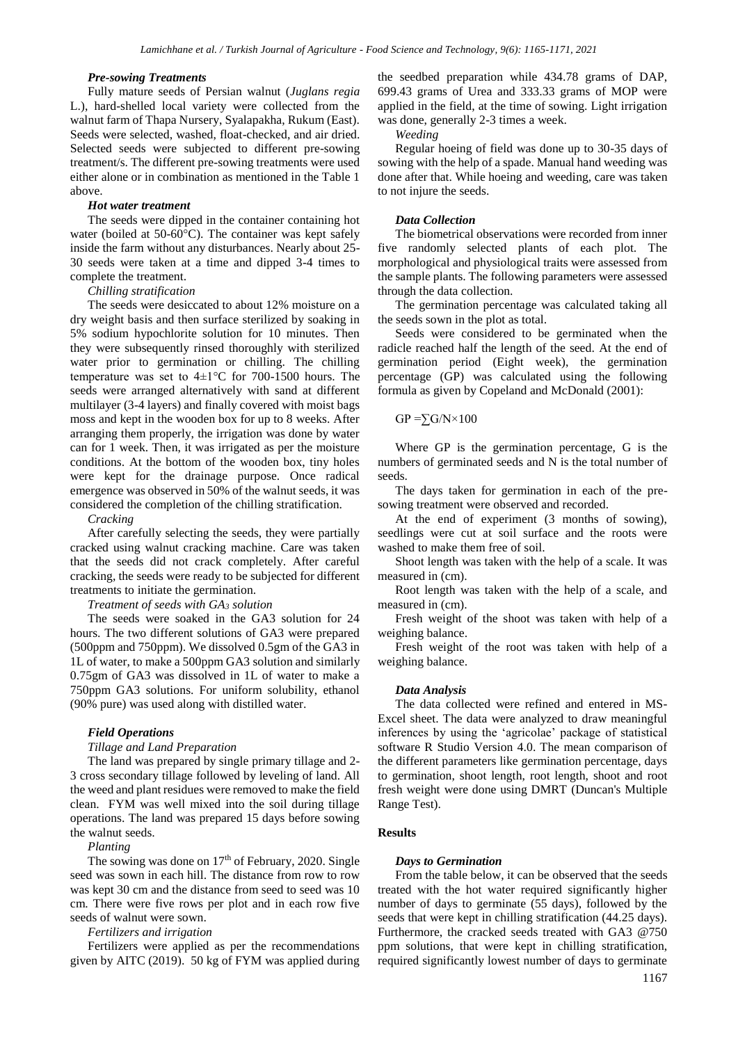#### *Pre-sowing Treatments*

Fully mature seeds of Persian walnut (*Juglans regia* L.), hard-shelled local variety were collected from the walnut farm of Thapa Nursery, Syalapakha, Rukum (East). Seeds were selected, washed, float-checked, and air dried. Selected seeds were subjected to different pre-sowing treatment/s. The different pre-sowing treatments were used either alone or in combination as mentioned in the Table 1 above.

#### *Hot water treatment*

The seeds were dipped in the container containing hot water (boiled at 50-60°C). The container was kept safely inside the farm without any disturbances. Nearly about 25-30 seeds were taken at a time and dipped 3-4 times to complete the treatment.

*Chilling stratification*

The seeds were desiccated to about 12% moisture on a dry weight basis and then surface sterilized by soaking in 5% sodium hypochlorite solution for 10 minutes. Then they were subsequently rinsed thoroughly with sterilized water prior to germination or chilling. The chilling temperature was set to 4±1°C for 700-1500 hours. The seeds were arranged alternatively with sand at different multilayer (3-4 layers) and finally covered with moist bags moss and kept in the wooden box for up to 8 weeks. After arranging them properly, the irrigation was done by water can for 1 week. Then, it was irrigated as per the moisture conditions. At the bottom of the wooden box, tiny holes were kept for the drainage purpose. Once radical emergence was observed in 50% of the walnut seeds, it was considered the completion of the chilling stratification.

*Cracking*

After carefully selecting the seeds, they were partially cracked using walnut cracking machine. Care was taken that the seeds did not crack completely. After careful cracking, the seeds were ready to be subjected for different treatments to initiate the germination.

*Treatment of seeds with $GA_3$ solution*

The seeds were soaked in the GA3 solution for 24 hours. The two different solutions of GA3 were prepared (500ppm and 750ppm). We dissolved 0.5gm of the GA3 in 1L of water, to make a 500ppm GA3 solution and similarly 0.75gm of GA3 was dissolved in 1L of water to make a 750ppm GA3 solutions. For uniform solubility, ethanol (90% pure) was used along with distilled water.

#### *Field Operations*

*Tillage and Land Preparation*

The land was prepared by single primary tillage and 2-3 cross secondary tillage followed by leveling of land. All the weed and plant residues were removed to make the field clean. FYM was well mixed into the soil during tillage operations. The land was prepared 15 days before sowing the walnut seeds.

*Planting*

The sowing was done on 17th of February, 2020. Single seed was sown in each hill. The distance from row to row was kept 30 cm and the distance from seed to seed was 10 cm. There were five rows per plot and in each row five seeds of walnut were sown.

*Fertilizers and irrigation*

Fertilizers were applied as per the recommendations given by AITC (2019). 50 kg of FYM was applied during the seedbed preparation while 434.78 grams of DAP, 699.43 grams of Urea and 333.33 grams of MOP were applied in the field, at the time of sowing. Light irrigation was done, generally 2-3 times a week.

*Weeding*

Regular hoeing of field was done up to 30-35 days of sowing with the help of a spade. Manual hand weeding was done after that. While hoeing and weeding, care was taken to not injure the seeds.

#### *Data Collection*

The biometrical observations were recorded from inner five randomly selected plants of each plot. The morphological and physiological traits were assessed from the sample plants. The following parameters were assessed through the data collection.

The germination percentage was calculated taking all the seeds sown in the plot as total.

Seeds were considered to be germinated when the radicle reached half the length of the seed. At the end of germination period (Eight week), the germination percentage (GP) was calculated using the following formula as given by Copeland and McDonald (2001):

$$GP = \sum G/N \times 100$$

Where GP is the germination percentage, G is the numbers of germinated seeds and N is the total number of seeds.

The days taken for germination in each of the pre-sowing treatment were observed and recorded.

At the end of experiment (3 months of sowing), seedlings were cut at soil surface and the roots were washed to make them free of soil.

Shoot length was taken with the help of a scale. It was measured in (cm).

Root length was taken with the help of a scale, and measured in (cm).

Fresh weight of the shoot was taken with help of a weighing balance.

Fresh weight of the root was taken with help of a weighing balance.

#### *Data Analysis*

The data collected were refined and entered in MS-Excel sheet. The data were analyzed to draw meaningful inferences by using the 'agricolae' package of statistical software R Studio Version 4.0. The mean comparison of the different parameters like germination percentage, days to germination, shoot length, root length, shoot and root fresh weight were done using DMRT (Duncan's Multiple Range Test).

### Results

#### *Days to Germination*

From the table below, it can be observed that the seeds treated with the hot water required significantly higher number of days to germinate (55 days), followed by the seeds that were kept in chilling stratification (44.25 days). Furthermore, the cracked seeds treated with GA3 @750 ppm solutions, that were kept in chilling stratification, required significantly lowest number of days to germinate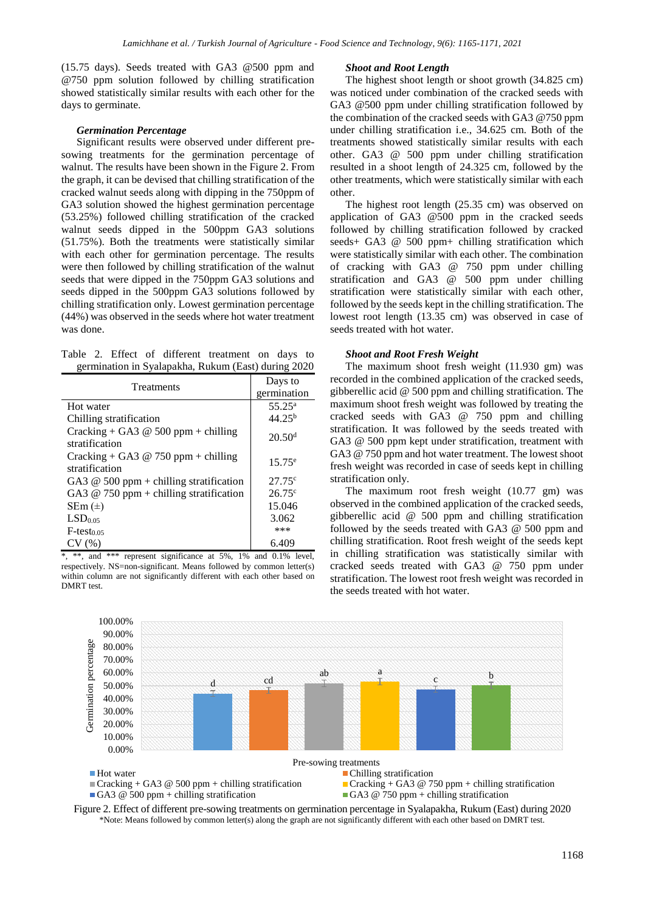(15.75 days). Seeds treated with GA3 @500 ppm and @750 ppm solution followed by chilling stratification showed statistically similar results with each other for the days to germinate.

### *Germination Percentage*

Significant results were observed under different pre-sowing treatments for the germination percentage of walnut. The results have been shown in the Figure 2. From the graph, it can be devised that chilling stratification of the cracked walnut seeds along with dipping in the 750ppm of GA3 solution showed the highest germination percentage (53.25%) followed chilling stratification of the cracked walnut seeds dipped in the 500ppm GA3 solutions (51.75%). Both the treatments were statistically similar with each other for germination percentage. The results were then followed by chilling stratification of the walnut seeds that were dipped in the 750ppm GA3 solutions and seeds dipped in the 500ppm GA3 solutions followed by chilling stratification only. Lowest germination percentage (44%) was observed in the seeds where hot water treatment was done.

Table 2. Effect of different treatment on days to germination in Syalapakha, Rukum (East) during 2020

| Treatments | Days to germination |
|---|---|
| Hot water | 55.25$^{a}$ |
| Chilling stratification | 44.25$^{b}$ |
| Cracking + GA3 @ 500 ppm + chilling stratification | 20.50$^{d}$ |
| Cracking + GA3 @ 750 ppm + chilling stratification | 15.75$^{e}$ |
| GA3 @ 500 ppm + chilling stratification | 27.75$^{c}$ |
| GA3 @ 750 ppm + chilling stratification | 26.75$^{c}$ |
| SEm (±) | 15.046 |
| $LSD_{0.05}$ | 3.062 |
| $F\text{-test}_{0.05}$ | *** |
| CV (%) | 6.409 |

*, **, and *** represent significance at 5%, 1% and 0.1% level, respectively. NS=non-significant. Means followed by common letter(s) within column are not significantly different with each other based on DMRT test.

### *Shoot and Root Length*

The highest shoot length or shoot growth (34.825 cm) was noticed under combination of the cracked seeds with GA3 @500 ppm under chilling stratification followed by the combination of the cracked seeds with GA3 @750 ppm under chilling stratification i.e., 34.625 cm. Both of the treatments showed statistically similar results with each other. GA3 @ 500 ppm under chilling stratification resulted in a shoot length of 24.325 cm, followed by the other treatments, which were statistically similar with each other.

The highest root length (25.35 cm) was observed on application of GA3 @500 ppm in the cracked seeds followed by chilling stratification followed by cracked seeds+ GA3 @ 500 ppm+ chilling stratification which were statistically similar with each other. The combination of cracking with GA3 @ 750 ppm under chilling stratification and GA3 @ 500 ppm under chilling stratification were statistically similar with each other, followed by the seeds kept in the chilling stratification. The lowest root length (13.35 cm) was observed in case of seeds treated with hot water.

### *Shoot and Root Fresh Weight*

The maximum shoot fresh weight (11.930 gm) was recorded in the combined application of the cracked seeds, gibberellic acid @ 500 ppm and chilling stratification. The maximum shoot fresh weight was followed by treating the cracked seeds with GA3 @ 750 ppm and chilling stratification. It was followed by the seeds treated with GA3 @ 500 ppm kept under stratification, treatment with GA3 @ 750 ppm and hot water treatment. The lowest shoot fresh weight was recorded in case of seeds kept in chilling stratification only.

The maximum root fresh weight (10.77 gm) was observed in the combined application of the cracked seeds, gibberellic acid @ 500 ppm and chilling stratification followed by the seeds treated with GA3 @ 500 ppm and chilling stratification. Root fresh weight of the seeds kept in chilling stratification was statistically similar with cracked seeds treated with GA3 @ 750 ppm under stratification. The lowest root fresh weight was recorded in the seeds treated with hot water.

Figure 2. Effect of different pre-sowing treatments on germination percentage in Syalapakha, Rukum (East) during 2020

*Note: Means followed by common letter(s) along the graph are not significantly different with each other based on DMRT test.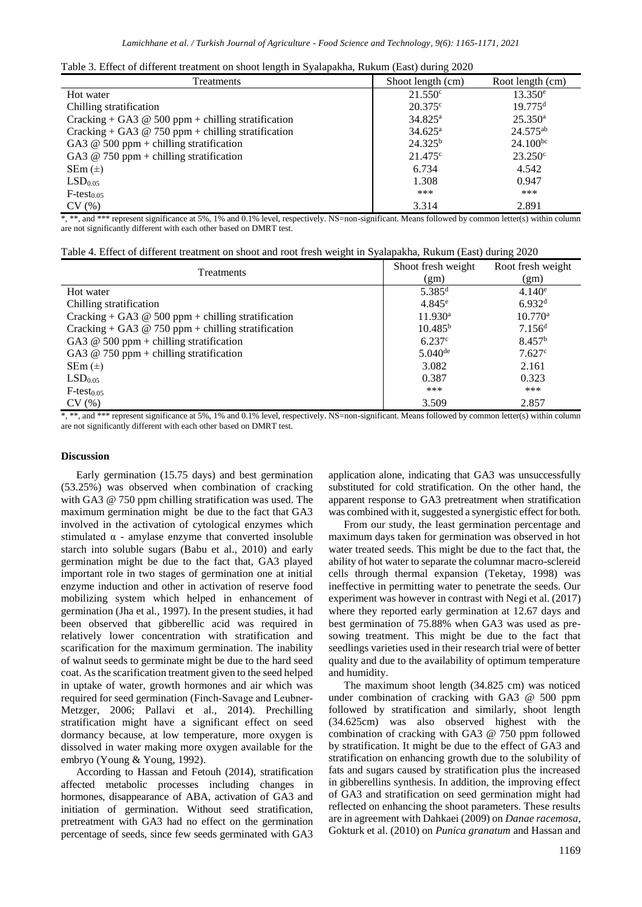Table 3. Effect of different treatment on shoot length in Syalapakha, Rukum (East) during 2020

| Treatments | Shoot length (cm) | Root length (cm) |
|---|---|---|
| Hot water | 21.550[c] | 13.350[e] |
| Chilling stratification | 20.375[c] | 19.775[d] |
| Cracking + GA3 @ 500 ppm + chilling stratification | 34.825[a] | 25.350[a] |
| Cracking + GA3 @ 750 ppm + chilling stratification | 34.625[a] | 24.575[ab] |
| GA3 @ 500 ppm + chilling stratification | 24.325[b] | 24.100[bc] |
| GA3 @ 750 ppm + chilling stratification | 21.475[c] | 23.250[c] |
| SEm (±) | 6.734 | 4.542 |
| $LSD_{0.05}$ | 1.308 | 0.947 |
| $F\text{-test}_{0.05}$ | *** | *** |
| CV (%) | 3.314 | 2.891 |

*, **, and *** represent significance at 5%, 1% and 0.1% level, respectively. NS=non-significant. Means followed by common letter(s) within column are not significantly different with each other based on DMRT test.

Table 4. Effect of different treatment on shoot and root fresh weight in Syalapakha, Rukum (East) during 2020

| Treatments | Shoot fresh weight (gm) | Root fresh weight (gm) |
|---|---|---|
| Hot water | 5.385[d] | 4.140[e] |
| Chilling stratification | 4.845[e] | 6.932[d] |
| Cracking + GA3 @ 500 ppm + chilling stratification | 11.930[a] | 10.770[a] |
| Cracking + GA3 @ 750 ppm + chilling stratification | 10.485[b] | 7.156[d] |
| GA3 @ 500 ppm + chilling stratification | 6.237[c] | 8.457[b] |
| GA3 @ 750 ppm + chilling stratification | 5.040[de] | 7.627[c] |
| SEm (±) | 3.082 | 2.161 |
| $LSD_{0.05}$ | 0.387 | 0.323 |
| $F\text{-test}_{0.05}$ | *** | *** |
| CV (%) | 3.509 | 2.857 |

*, **, and *** represent significance at 5%, 1% and 0.1% level, respectively. NS=non-significant. Means followed by common letter(s) within column are not significantly different with each other based on DMRT test.

## Discussion

Early germination (15.75 days) and best germination (53.25%) was observed when combination of cracking with GA3 @ 750 ppm chilling stratification was used. The maximum germination might be due to the fact that GA3 involved in the activation of cytological enzymes which stimulated $\alpha$ - amylase enzyme that converted insoluble starch into soluble sugars (Babu et al., 2010) and early germination might be due to the fact that, GA3 played important role in two stages of germination one at initial enzyme induction and other in activation of reserve food mobilizing system which helped in enhancement of germination (Jha et al., 1997). In the present studies, it had been observed that gibberellic acid was required in relatively lower concentration with stratification and scarification for the maximum germination. The inability of walnut seeds to germinate might be due to the hard seed coat. As the scarification treatment given to the seed helped in uptake of water, growth hormones and air which was required for seed germination (Finch-Savage and Leubner-Metzger, 2006; Pallavi et al., 2014). Prechilling stratification might have a significant effect on seed dormancy because, at low temperature, more oxygen is dissolved in water making more oxygen available for the embryo (Young & Young, 1992).

According to Hassan and Fetouh (2014), stratification affected metabolic processes including changes in hormones, disappearance of ABA, activation of GA3 and initiation of germination. Without seed stratification, pretreatment with GA3 had no effect on the germination percentage of seeds, since few seeds germinated with GA3 application alone, indicating that GA3 was unsuccessfully substituted for cold stratification. On the other hand, the apparent response to GA3 pretreatment when stratification was combined with it, suggested a synergistic effect for both.

From our study, the least germination percentage and maximum days taken for germination was observed in hot water treated seeds. This might be due to the fact that, the ability of hot water to separate the columnar macro-sclereid cells through thermal expansion (Teketay, 1998) was ineffective in permitting water to penetrate the seeds. Our experiment was however in contrast with Negi et al. (2017) where they reported early germination at 12.67 days and best germination of 75.88% when GA3 was used as pre-sowing treatment. This might be due to the fact that seedlings varieties used in their research trial were of better quality and due to the availability of optimum temperature and humidity.

The maximum shoot length (34.825 cm) was noticed under combination of cracking with GA3 @ 500 ppm followed by stratification and similarly, shoot length (34.625cm) was also observed highest with the combination of cracking with GA3 @ 750 ppm followed by stratification. It might be due to the effect of GA3 and stratification on enhancing growth due to the solubility of fats and sugars caused by stratification plus the increased in gibberellins synthesis. In addition, the improving effect of GA3 and stratification on seed germination might had reflected on enhancing the shoot parameters. These results are in agreement with Dahkaei (2009) on *Danae racemosa*, Gokturk et al. (2010) on *Punica granatum* and Hassan and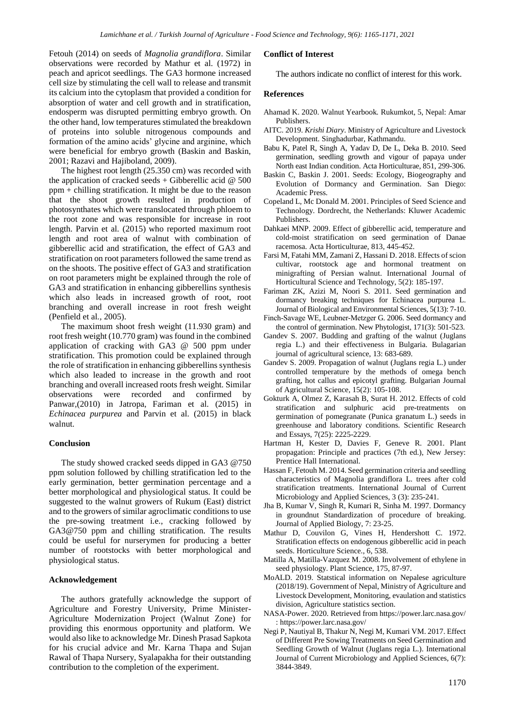Fetouh (2014) on seeds of *Magnolia grandiflora*. Similar observations were recorded by Mathur et al. (1972) in peach and apricot seedlings. The GA3 hormone increased cell size by stimulating the cell wall to release and transmit its calcium into the cytoplasm that provided a condition for absorption of water and cell growth and in stratification, endosperm was disrupted permitting embryo growth. On the other hand, low temperatures stimulated the breakdown of proteins into soluble nitrogenous compounds and formation of the amino acids' glycine and arginine, which were beneficial for embryo growth (Baskin and Baskin, 2001; Razavi and Hajiboland, 2009).

The highest root length (25.350 cm) was recorded with the application of cracked seeds + Gibberellic acid @ 500 ppm + chilling stratification. It might be due to the reason that the shoot growth resulted in production of photosynthates which were translocated through phloem to the root zone and was responsible for increase in root length. Parvin et al. (2015) who reported maximum root length and root area of walnut with combination of gibberellic acid and stratification, the effect of GA3 and stratification on root parameters followed the same trend as on the shoots. The positive effect of GA3 and stratification on root parameters might be explained through the role of GA3 and stratification in enhancing gibberellins synthesis which also leads in increased growth of root, root branching and overall increase in root fresh weight (Penfield et al., 2005).

The maximum shoot fresh weight (11.930 gram) and root fresh weight (10.770 gram) was found in the combined application of cracking with GA3 @ 500 ppm under stratification. This promotion could be explained through the role of stratification in enhancing gibberellins synthesis which also leaded to increase in the growth and root branching and overall increased roots fresh weight. Similar observations were recorded and confirmed by Panwar,(2010) in Jatropa, Fariman et al. (2015) in *Echinacea purpurea* and Parvin et al. (2015) in black walnut.

## Conclusion

The study showed cracked seeds dipped in GA3 @750 ppm solution followed by chilling stratification led to the early germination, better germination percentage and a better morphological and physiological status. It could be suggested to the walnut growers of Rukum (East) district and to the growers of similar agroclimatic conditions to use the pre-sowing treatment i.e., cracking followed by GA3@750 ppm and chilling stratification. The results could be useful for nurserymen for producing a better number of rootstocks with better morphological and physiological status.

## Acknowledgement

The authors gratefully acknowledge the support of Agriculture and Forestry University, Prime Minister-Agriculture Modernization Project (Walnut Zone) for providing this enormous opportunity and platform. We would also like to acknowledge Mr. Dinesh Prasad Sapkota for his crucial advice and Mr. Karna Thapa and Sujan Rawal of Thapa Nursery, Syalapakha for their outstanding contribution to the completion of the experiment.

## Conflict of Interest

The authors indicate no conflict of interest for this work.

## References

Ahamad K. 2020. Walnut Yearbook. Rukumkot, 5, Nepal: Amar Publishers.

AITC. 2019. *Krishi Diary*. Ministry of Agriculture and Livestock Development. Singhadurbar, Kathmandu.

Babu K, Patel R, Singh A, Yadav D, De L, Deka B. 2010. Seed germination, seedling growth and vigour of papaya under North east Indian condition. Acta Horticulturae, 851, 299-306.

Baskin C, Baskin J. 2001. Seeds: Ecology, Biogeography and Evolution of Dormancy and Germination. San Diego: Academic Press.

Copeland L, Mc Donald M. 2001. Principles of Seed Science and Technology. Dordrecht, the Netherlands: Kluwer Academic Publishers.

Dahkaei MNP. 2009. Effect of gibberellic acid, temperature and cold-moist stratification on seed germination of Danae racemosa. Acta Horticulturae, 813, 445-452.

Farsi M, Fatahi MM, Zamani Z, Hassani D. 2018. Effects of scion cultivar, rootstock age and hormonal treatment on minigrafting of Persian walnut. International Journal of Horticultural Science and Technology, 5(2): 185-197.

Fariman ZK, Azizi M, Noori S. 2011. Seed germination and dormancy breaking techniques for Echinacea purpurea L. Journal of Biological and Environmental Sciences, 5(13): 7-10.

Finch-Savage WE, Leubner-Metzger G. 2006. Seed dormancy and the control of germination. New Phytologist, 171(3): 501-523.

Gandev S. 2007. Budding and grafting of the walnut (Juglans regia L.) and their effectiveness in Bulgaria. Bulagarian journal of agricultural science, 13: 683-689.

Gandev S. 2009. Propagation of walnut (Juglans regia L.) under controlled temperature by the methods of omega bench grafting, hot callus and epicotyl grafting. Bulgarian Journal of Agricultural Science, 15(2): 105-108.

Gokturk A, Olmez Z, Karasah B, Surat H. 2012. Effects of cold stratification and sulphuric acid pre-treatments on germination of pomegranate (Punica granatum L.) seeds in greenhouse and laboratory conditions. Scientific Research and Essays, 7(25): 2225-2229.

Hartman H, Kester D, Davies F, Geneve R. 2001. Plant propagation: Principle and practices (7th ed.), New Jersey: Prentice Hall International.

Hassan F, Fetouh M. 2014. Seed germination criteria and seedling characteristics of Magnolia grandiflora L. trees after cold stratification treatments. International Journal of Current Microbiology and Applied Sciences, 3 (3): 235-241.

Jha B, Kumar V, Singh R, Kumari R, Sinha M. 1997. Dormancy in groundnut Standardization of procedure of breaking. Journal of Applied Biology, 7: 23-25.

Mathur D, Couvilon G, Vines H, Hendershott C. 1972. Stratification effects on endogenous gibberellic acid in peach seeds. Horticulture Science., 6, 538.

Matilla A, Matilla-Vazquez M. 2008. Involvement of ethylene in seed physiology. Plant Science, 175, 87-97.

MoALD. 2019. Statstical information on Nepalese agriculture (2018/19). Government of Nepal, Ministry of Agriculture and Livestock Development, Monitoring, evaulation and statistics division, Agriculture statistics section.

NASA-Power. 2020. Retrieved from https://power.larc.nasa.gov/ : https://power.larc.nasa.gov/

Negi P, Nautiyal B, Thakur N, Negi M, Kumari VM. 2017. Effect of Different Pre Sowing Treatments on Seed Germination and Seedling Growth of Walnut (Juglans regia L.). International Journal of Current Microbiology and Applied Sciences, 6(7): 3844-3849.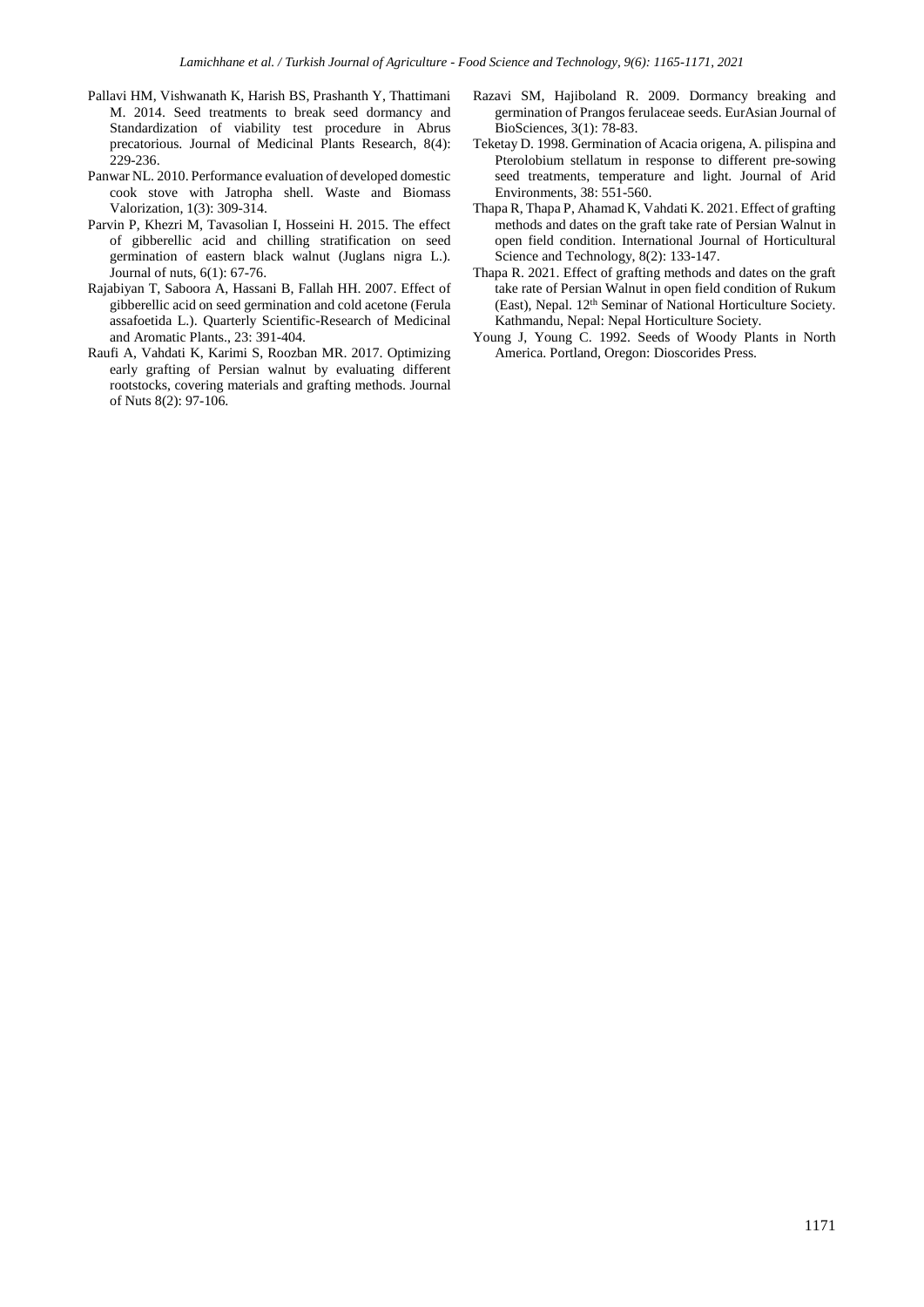Pallavi HM, Vishwanath K, Harish BS, Prashanth Y, Thattimani M. 2014. Seed treatments to break seed dormancy and Standardization of viability test procedure in Abrus precatorious. Journal of Medicinal Plants Research, 8(4): 229-236.

Panwar NL. 2010. Performance evaluation of developed domestic cook stove with Jatropha shell. Waste and Biomass Valorization, 1(3): 309-314.

Parvin P, Khezri M, Tavasolian I, Hosseini H. 2015. The effect of gibberellic acid and chilling stratification on seed germination of eastern black walnut (Juglans nigra L.). Journal of nuts, 6(1): 67-76.

Rajabiyan T, Saboora A, Hassani B, Fallah HH. 2007. Effect of gibberellic acid on seed germination and cold acetone (Ferula assafoetida L.). Quarterly Scientific-Research of Medicinal and Aromatic Plants., 23: 391-404.

Raufi A, Vahdati K, Karimi S, Roozban MR. 2017. Optimizing early grafting of Persian walnut by evaluating different rootstocks, covering materials and grafting methods. Journal of Nuts 8(2): 97-106.

Razavi SM, Hajiboland R. 2009. Dormancy breaking and germination of Prangos ferulaceae seeds. EurAsian Journal of BioSciences, 3(1): 78-83.

Teketay D. 1998. Germination of Acacia origena, A. pilispina and Pterolobium stellatum in response to different pre-sowing seed treatments, temperature and light. Journal of Arid Environments, 38: 551-560.

Thapa R, Thapa P, Ahamad K, Vahdati K. 2021. Effect of grafting methods and dates on the graft take rate of Persian Walnut in open field condition. International Journal of Horticultural Science and Technology, 8(2): 133-147.

Thapa R. 2021. Effect of grafting methods and dates on the graft take rate of Persian Walnut in open field condition of Rukum (East), Nepal. 12th Seminar of National Horticulture Society. Kathmandu, Nepal: Nepal Horticulture Society.

Young J, Young C. 1992. Seeds of Woody Plants in North America. Portland, Oregon: Dioscorides Press.